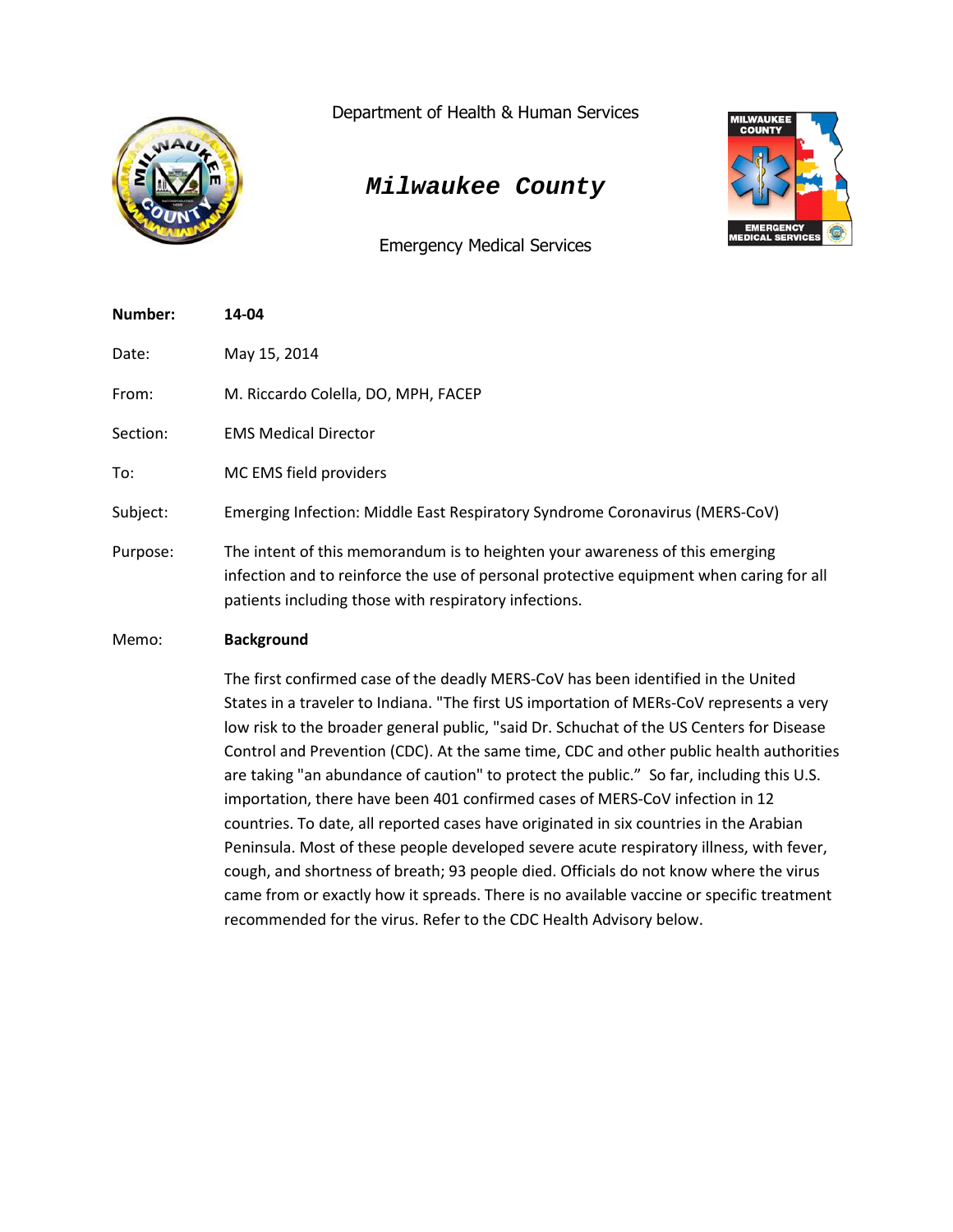Department of Health & Human Services

# *Milwaukee County*

Emergency Medical Services

**Number:** **14-04**

Date: May 15, 2014

From: M. Riccardo Colella, DO, MPH, FACEP

Section: EMS Medical Director

To: MC EMS field providers

Subject: Emerging Infection: Middle East Respiratory Syndrome Coronavirus (MERS-CoV)

Purpose: The intent of this memorandum is to heighten your awareness of this emerging infection and to reinforce the use of personal protective equipment when caring for all patients including those with respiratory infections.

Memo: **Background**

The first confirmed case of the deadly MERS-CoV has been identified in the United States in a traveler to Indiana. "The first US importation of MERs-CoV represents a very low risk to the broader general public, "said Dr. Schuchat of the US Centers for Disease Control and Prevention (CDC). At the same time, CDC and other public health authorities are taking "an abundance of caution" to protect the public." So far, including this U.S. importation, there have been 401 confirmed cases of MERS-CoV infection in 12 countries. To date, all reported cases have originated in six countries in the Arabian Peninsula. Most of these people developed severe acute respiratory illness, with fever, cough, and shortness of breath; 93 people died. Officials do not know where the virus came from or exactly how it spreads. There is no available vaccine or specific treatment recommended for the virus. Refer to the CDC Health Advisory below.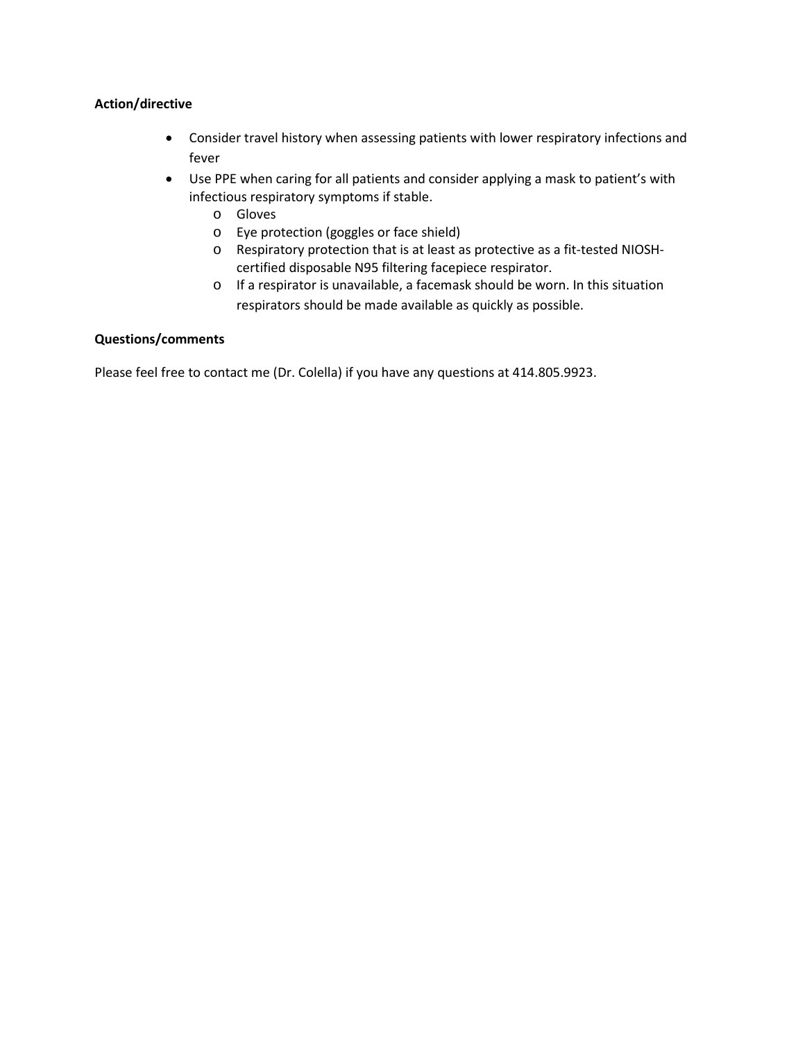**Action/directive**

- Consider travel history when assessing patients with lower respiratory infections and fever
- Use PPE when caring for all patients and consider applying a mask to patient's with infectious respiratory symptoms if stable.
    - Gloves
    - Eye protection (goggles or face shield)
    - Respiratory protection that is at least as protective as a fit-tested NIOSH-certified disposable N95 filtering facepiece respirator.
    - If a respirator is unavailable, a facemask should be worn. In this situation respirators should be made available as quickly as possible.

**Questions/comments**

Please feel free to contact me (Dr. Colella) if you have any questions at 414.805.9923.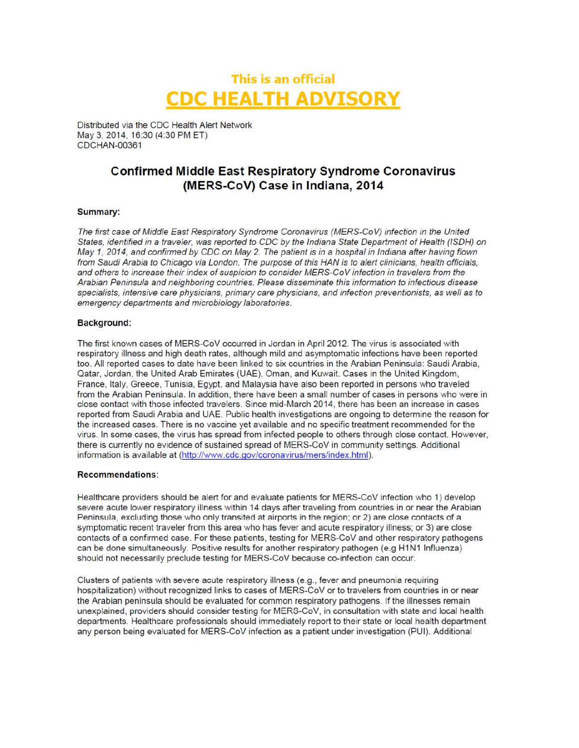# This is an official
# CDC HEALTH ADVISORY

Distributed via the CDC Health Alert Network
May 3, 2014, 16:30 (4:30 PM ET)
CDCHAN-00361

## Confirmed Middle East Respiratory Syndrome Coronavirus (MERS-CoV) Case in Indiana, 2014

### Summary:

*The first case of Middle East Respiratory Syndrome Coronavirus (MERS-CoV) infection in the United States, identified in a traveler, was reported to CDC by the Indiana State Department of Health (ISDH) on May 1, 2014, and confirmed by CDC on May 2. The patient is in a hospital in Indiana after having flown from Saudi Arabia to Chicago via London. The purpose of this HAN is to alert clinicians, health officials, and others to increase their index of suspicion to consider MERS-CoV infection in travelers from the Arabian Peninsula and neighboring countries. Please disseminate this information to infectious disease specialists, intensive care physicians, primary care physicians, and infection preventionists, as well as to emergency departments and microbiology laboratories.*

### Background:

The first known cases of MERS-CoV occurred in Jordan in April 2012. The virus is associated with respiratory illness and high death rates, although mild and asymptomatic infections have been reported too. All reported cases to date have been linked to six countries in the Arabian Peninsula: Saudi Arabia, Qatar, Jordan, the United Arab Emirates (UAE), Oman, and Kuwait. Cases in the United Kingdom, France, Italy, Greece, Tunisia, Egypt, and Malaysia have also been reported in persons who traveled from the Arabian Peninsula. In addition, there have been a small number of cases in persons who were in close contact with those infected travelers. Since mid-March 2014, there has been an increase in cases reported from Saudi Arabia and UAE. Public health investigations are ongoing to determine the reason for the increased cases. There is no vaccine yet available and no specific treatment recommended for the virus. In some cases, the virus has spread from infected people to others through close contact. However, there is currently no evidence of sustained spread of MERS-CoV in community settings. Additional information is available at (http://www.cdc.gov/coronavirus/mers/index.html).

### Recommendations:

Healthcare providers should be alert for and evaluate patients for MERS-CoV infection who 1) develop severe acute lower respiratory illness within 14 days after traveling from countries in or near the Arabian Peninsula, excluding those who only transited at airports in the region; or 2) are close contacts of a symptomatic recent traveler from this area who has fever and acute respiratory illness; or 3) are close contacts of a confirmed case. For these patients, testing for MERS-CoV and other respiratory pathogens can be done simultaneously. Positive results for another respiratory pathogen (e.g H1N1 Influenza) should not necessarily preclude testing for MERS-CoV because co-infection can occur.

Clusters of patients with severe acute respiratory illness (e.g., fever and pneumonia requiring hospitalization) without recognized links to cases of MERS-CoV or to travelers from countries in or near the Arabian peninsula should be evaluated for common respiratory pathogens. If the illnesses remain unexplained, providers should consider testing for MERS-CoV, in consultation with state and local health departments. Healthcare professionals should immediately report to their state or local health department any person being evaluated for MERS-CoV infection as a patient under investigation (PUI). Additional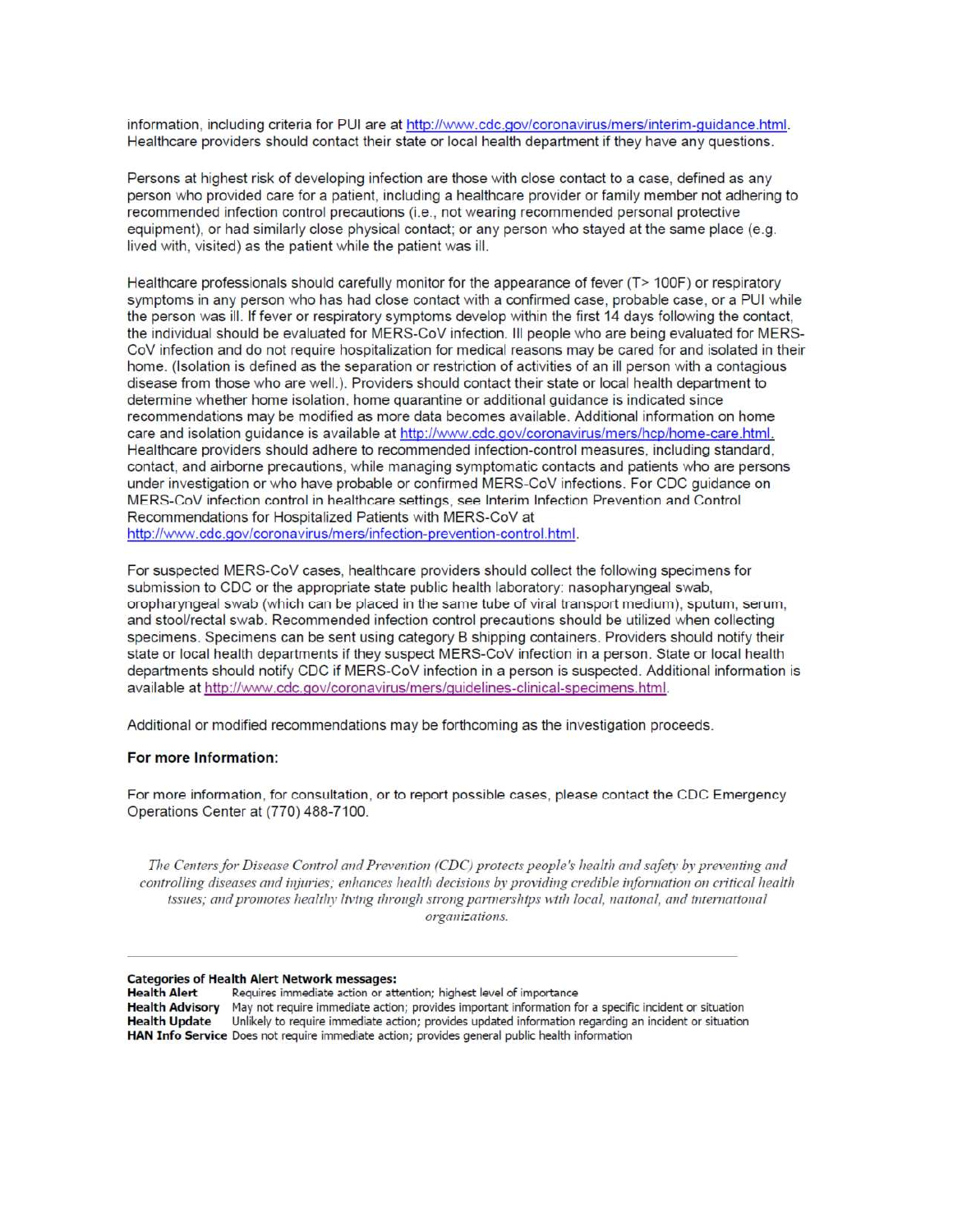information, including criteria for PUI are at http://www.cdc.gov/coronavirus/mers/interim-guidance.html. Healthcare providers should contact their state or local health department if they have any questions.

Persons at highest risk of developing infection are those with close contact to a case, defined as any person who provided care for a patient, including a healthcare provider or family member not adhering to recommended infection control precautions (i.e., not wearing recommended personal protective equipment), or had similarly close physical contact; or any person who stayed at the same place (e.g. lived with, visited) as the patient while the patient was ill.

Healthcare professionals should carefully monitor for the appearance of fever (T> 100F) or respiratory symptoms in any person who has had close contact with a confirmed case, probable case, or a PUI while the person was ill. If fever or respiratory symptoms develop within the first 14 days following the contact, the individual should be evaluated for MERS-CoV infection. Ill people who are being evaluated for MERS-CoV infection and do not require hospitalization for medical reasons may be cared for and isolated in their home. (Isolation is defined as the separation or restriction of activities of an ill person with a contagious disease from those who are well.). Providers should contact their state or local health department to determine whether home isolation, home quarantine or additional guidance is indicated since recommendations may be modified as more data becomes available. Additional information on home care and isolation guidance is available at http://www.cdc.gov/coronavirus/mers/hcp/home-care.html. Healthcare providers should adhere to recommended infection-control measures, including standard, contact, and airborne precautions, while managing symptomatic contacts and patients who are persons under investigation or who have probable or confirmed MERS-CoV infections. For CDC guidance on MERS-CoV infection control in healthcare settings, see Interim Infection Prevention and Control Recommendations for Hospitalized Patients with MERS-CoV at http://www.cdc.gov/coronavirus/mers/infection-prevention-control.html.

For suspected MERS-CoV cases, healthcare providers should collect the following specimens for submission to CDC or the appropriate state public health laboratory: nasopharyngeal swab, oropharyngeal swab (which can be placed in the same tube of viral transport medium), sputum, serum, and stool/rectal swab. Recommended infection control precautions should be utilized when collecting specimens. Specimens can be sent using category B shipping containers. Providers should notify their state or local health departments if they suspect MERS-CoV infection in a person. State or local health departments should notify CDC if MERS-CoV infection in a person is suspected. Additional information is available at http://www.cdc.gov/coronavirus/mers/guidelines-clinical-specimens.html.

Additional or modified recommendations may be forthcoming as the investigation proceeds.

**For more Information:**

For more information, for consultation, or to report possible cases, please contact the CDC Emergency Operations Center at (770) 488-7100.

*The Centers for Disease Control and Prevention (CDC) protects people's health and safety by preventing and controlling diseases and injuries; enhances health decisions by providing credible information on critical health issues; and promotes healthy living through strong partnerships with local, national, and international organizations.*

---

**Categories of Health Alert Network messages:**

| | |
|---|---|
| **Health Alert** | Requires immediate action or attention; highest level of importance |
| **Health Advisory** | May not require immediate action; provides important information for a specific incident or situation |
| **Health Update** | Unlikely to require immediate action; provides updated information regarding an incident or situation |
| **HAN Info Service** | Does not require immediate action; provides general public health information |